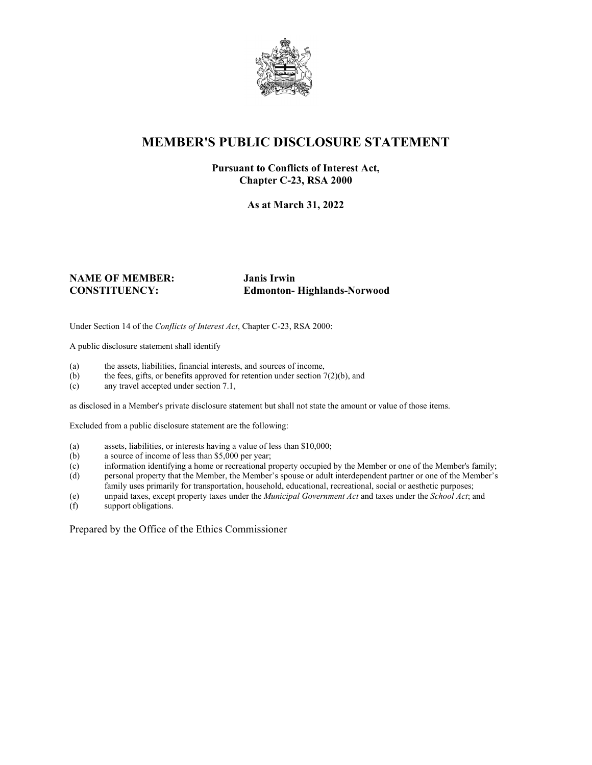# MEMBER'S PUBLIC DISCLOSURE STATEMENT

**Pursuant to Conflicts of Interest Act,**
**Chapter C-23, RSA 2000**

**As at March 31, 2022**

**NAME OF MEMBER:** **Janis Irwin**
**CONSTITUENCY:** **Edmonton- Highlands-Norwood**

Under Section 14 of the *Conflicts of Interest Act*, Chapter C-23, RSA 2000:

A public disclosure statement shall identify

(a) the assets, liabilities, financial interests, and sources of income,
(b) the fees, gifts, or benefits approved for retention under section 7(2)(b), and
(c) any travel accepted under section 7.1,

as disclosed in a Member's private disclosure statement but shall not state the amount or value of those items.

Excluded from a public disclosure statement are the following:

(a) assets, liabilities, or interests having a value of less than $10,000;
(b) a source of income of less than $5,000 per year;
(c) information identifying a home or recreational property occupied by the Member or one of the Member's family;
(d) personal property that the Member, the Member's spouse or adult interdependent partner or one of the Member's family uses primarily for transportation, household, educational, recreational, social or aesthetic purposes;
(e) unpaid taxes, except property taxes under the *Municipal Government Act* and taxes under the *School Act*; and
(f) support obligations.

Prepared by the Office of the Ethics Commissioner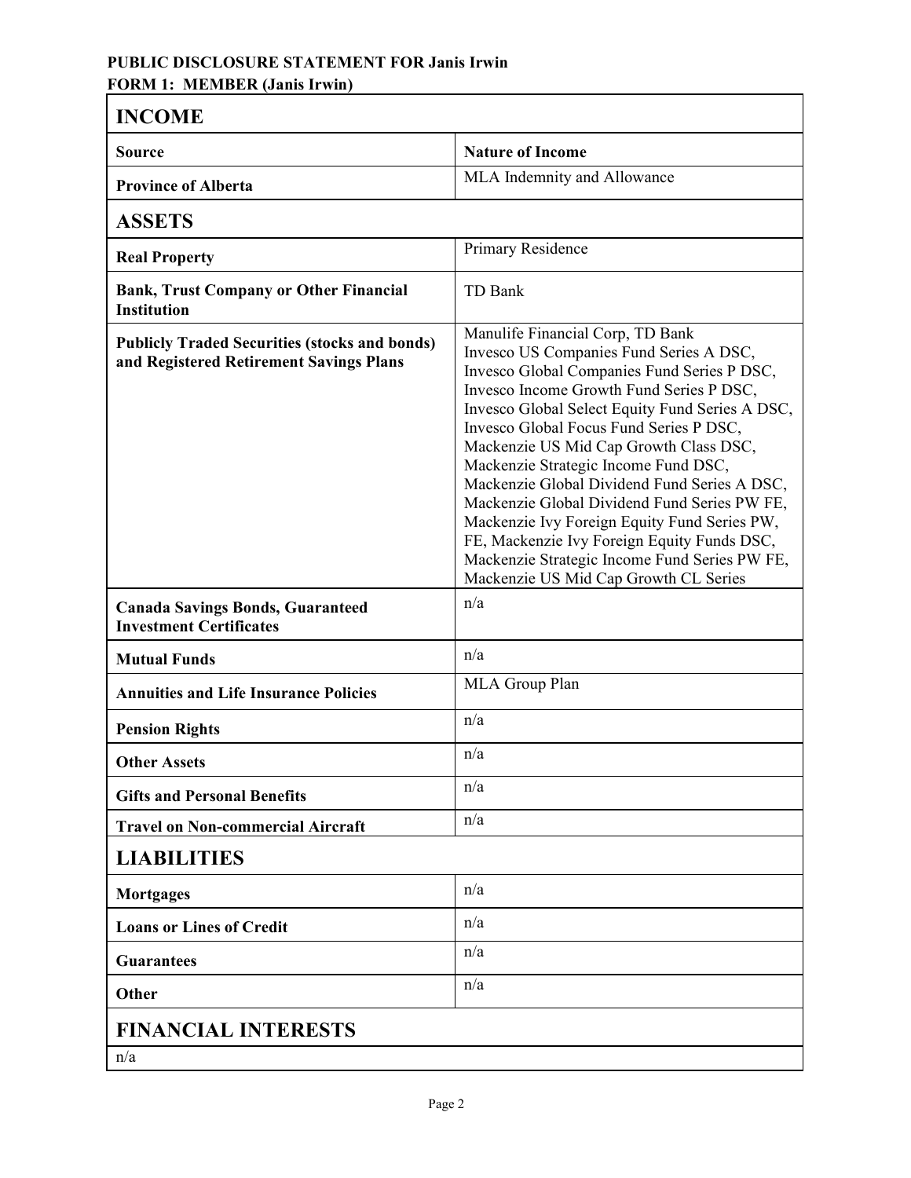**PUBLIC DISCLOSURE STATEMENT FOR Janis Irwin**

**FORM 1: MEMBER (Janis Irwin)**

| **INCOME** | |
|---|---|
| **Source** | **Nature of Income** |
| **Province of Alberta** | MLA Indemnity and Allowance |
| **ASSETS** | |
| **Real Property** | Primary Residence |
| **Bank, Trust Company or Other Financial Institution** | TD Bank |
| **Publicly Traded Securities (stocks and bonds) and Registered Retirement Savings Plans** | Manulife Financial Corp, TD Bank Invesco US Companies Fund Series A DSC, Invesco Global Companies Fund Series P DSC, Invesco Income Growth Fund Series P DSC, Invesco Global Select Equity Fund Series A DSC, Invesco Global Focus Fund Series P DSC, Mackenzie US Mid Cap Growth Class DSC, Mackenzie Strategic Income Fund DSC, Mackenzie Global Dividend Fund Series A DSC, Mackenzie Global Dividend Fund Series PW FE, Mackenzie Ivy Foreign Equity Fund Series PW, FE, Mackenzie Ivy Foreign Equity Funds DSC, Mackenzie Strategic Income Fund Series PW FE, Mackenzie US Mid Cap Growth CL Series |
| **Canada Savings Bonds, Guaranteed Investment Certificates** | n/a |
| **Mutual Funds** | n/a |
| **Annuities and Life Insurance Policies** | MLA Group Plan |
| **Pension Rights** | n/a |
| **Other Assets** | n/a |
| **Gifts and Personal Benefits** | n/a |
| **Travel on Non-commercial Aircraft** | n/a |
| **LIABILITIES** | |
| **Mortgages** | n/a |
| **Loans or Lines of Credit** | n/a |
| **Guarantees** | n/a |
| **Other** | n/a |
| **FINANCIAL INTERESTS** | |
| n/a | |